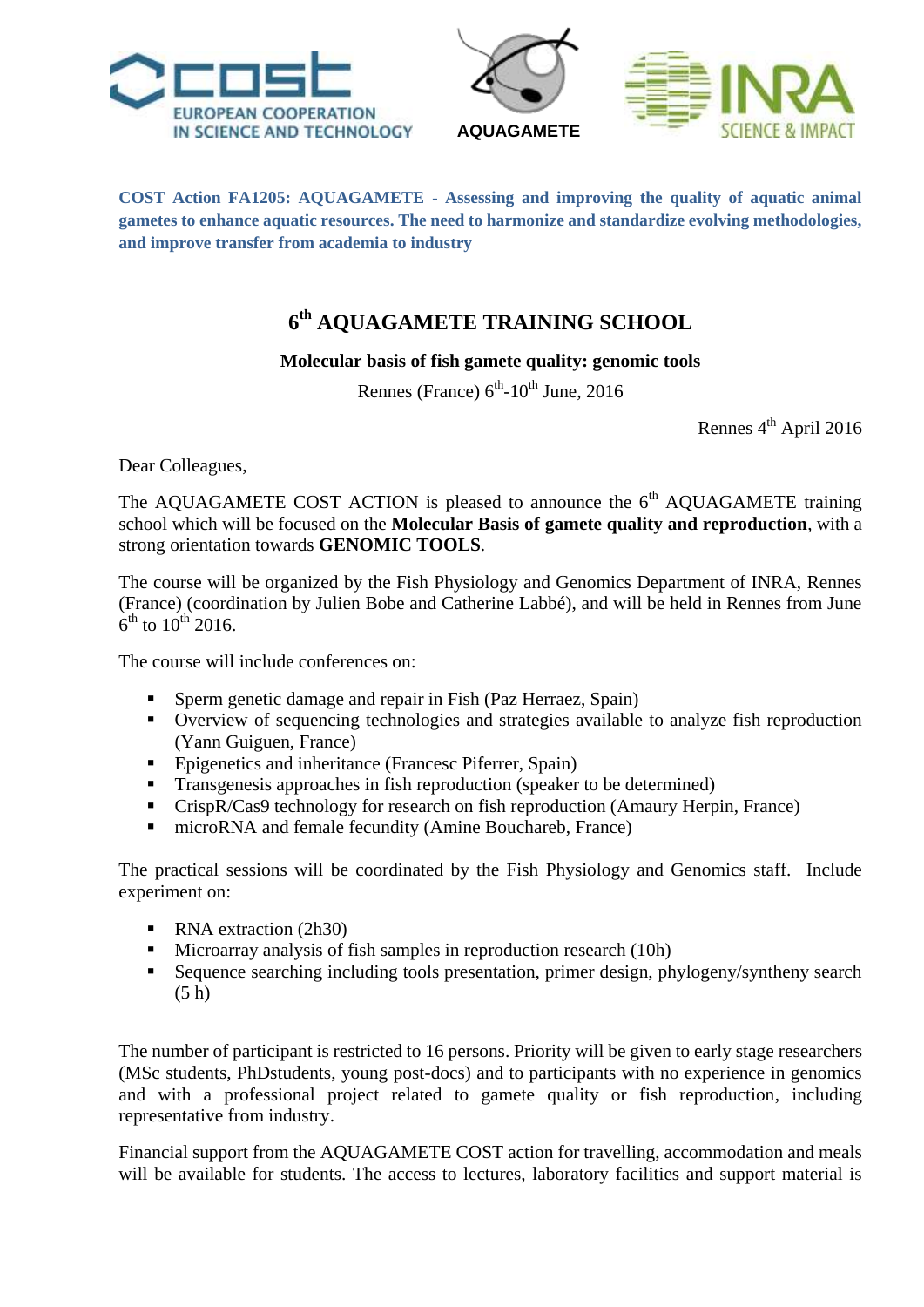COST
EUROPEAN COOPERATION IN SCIENCE AND TECHNOLOGY

AQUAGAMETE

INRA SCIENCE & IMPACT

**COST Action FA1205: AQUAGAMETE - Assessing and improving the quality of aquatic animal gametes to enhance aquatic resources. The need to harmonize and standardize evolving methodologies, and improve transfer from academia to industry**

# 6th AQUAGAMETE TRAINING SCHOOL

**Molecular basis of fish gamete quality: genomic tools**

Rennes (France) 6th-10th June, 2016

Rennes 4th April 2016

Dear Colleagues,

The AQUAGAMETE COST ACTION is pleased to announce the 6th AQUAGAMETE training school which will be focused on the **Molecular Basis of gamete quality and reproduction**, with a strong orientation towards **GENOMIC TOOLS**.

The course will be organized by the Fish Physiology and Genomics Department of INRA, Rennes (France) (coordination by Julien Bobe and Catherine Labbé), and will be held in Rennes from June 6th to 10th 2016.

The course will include conferences on:

- Sperm genetic damage and repair in Fish (Paz Herraez, Spain)
- Overview of sequencing technologies and strategies available to analyze fish reproduction (Yann Guiguen, France)
- Epigenetics and inheritance (Francesc Piferrer, Spain)
- Transgenesis approaches in fish reproduction (speaker to be determined)
- CrispR/Cas9 technology for research on fish reproduction (Amaury Herpin, France)
- microRNA and female fecundity (Amine Bouchareb, France)

The practical sessions will be coordinated by the Fish Physiology and Genomics staff. Include experiment on:

- RNA extraction (2h30)
- Microarray analysis of fish samples in reproduction research (10h)
- Sequence searching including tools presentation, primer design, phylogeny/syntheny search (5 h)

The number of participant is restricted to 16 persons. Priority will be given to early stage researchers (MSc students, PhDstudents, young post-docs) and to participants with no experience in genomics and with a professional project related to gamete quality or fish reproduction, including representative from industry.

Financial support from the AQUAGAMETE COST action for travelling, accommodation and meals will be available for students. The access to lectures, laboratory facilities and support material is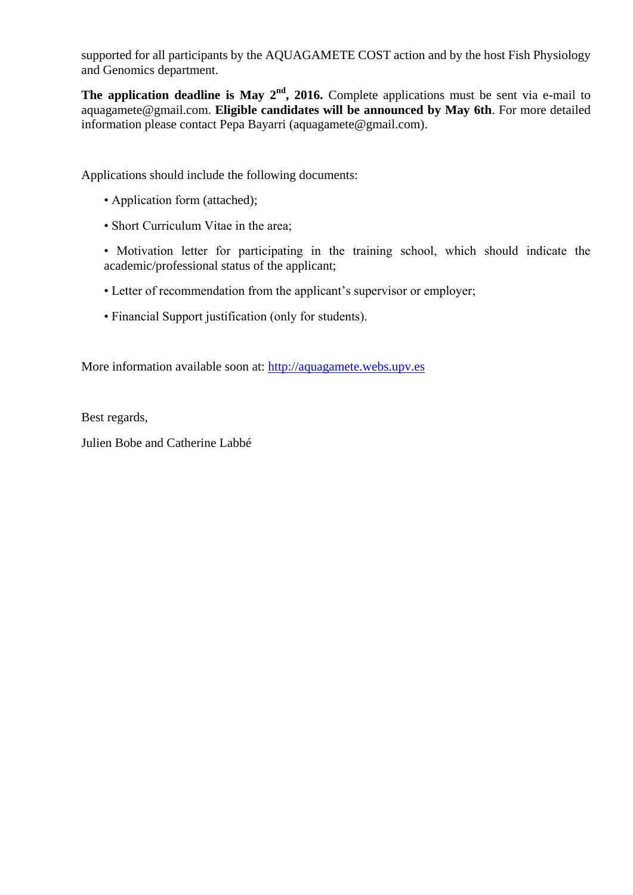supported for all participants by the AQUAGAMETE COST action and by the host Fish Physiology and Genomics department.

**The application deadline is May 2nd, 2016.** Complete applications must be sent via e-mail to aquagamete@gmail.com. **Eligible candidates will be announced by May 6th**. For more detailed information please contact Pepa Bayarri (aquagamete@gmail.com).

Applications should include the following documents:

- Application form (attached);
- Short Curriculum Vitae in the area;
- Motivation letter for participating in the training school, which should indicate the academic/professional status of the applicant;
- Letter of recommendation from the applicant's supervisor or employer;
- Financial Support justification (only for students).

More information available soon at: [http://aquagamete.webs.upv.es](http://aquagamete.webs.upv.es)

Best regards,

Julien Bobe and Catherine Labbé